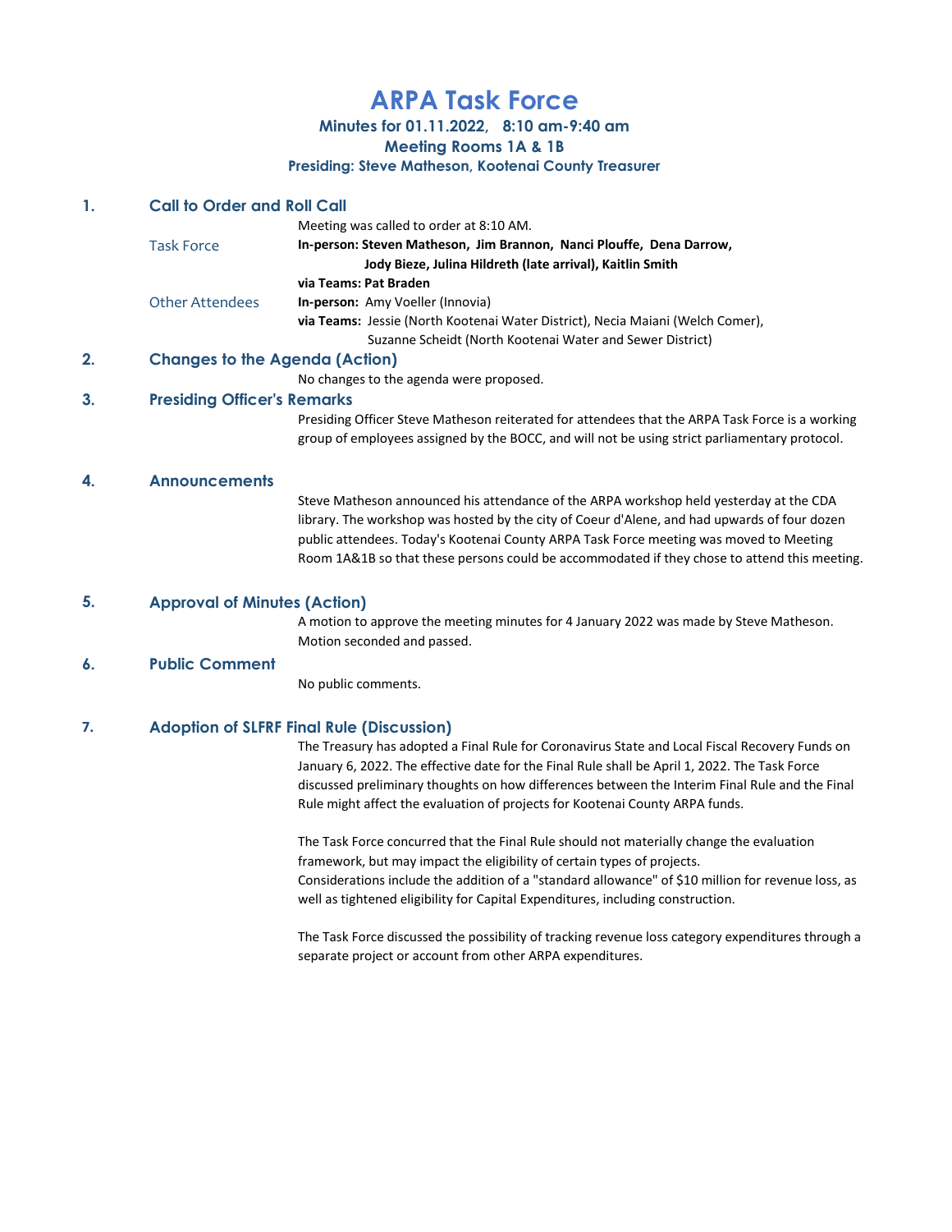# ARPA Task Force

### Minutes for 01.11.2022, 8:10 am-9:40 am
### Meeting Rooms 1A & 1B
### Presiding: Steve Matheson, Kootenai County Treasurer

## 1. Call to Order and Roll Call

Meeting was called to order at 8:10 AM.

**Task Force**

**In-person: Steven Matheson, Jim Brannon, Nanci Plouffe, Dena Darrow, Jody Bieze, Julina Hildreth (late arrival), Kaitlin Smith**

**via Teams: Pat Braden**

**Other Attendees**

**In-person:** Amy Voeller (Innovia)

**via Teams:** Jessie (North Kootenai Water District), Necia Maiani (Welch Comer), Suzanne Scheidt (North Kootenai Water and Sewer District)

## 2. Changes to the Agenda (Action)

No changes to the agenda were proposed.

## 3. Presiding Officer's Remarks

Presiding Officer Steve Matheson reiterated for attendees that the ARPA Task Force is a working group of employees assigned by the BOCC, and will not be using strict parliamentary protocol.

## 4. Announcements

Steve Matheson announced his attendance of the ARPA workshop held yesterday at the CDA library. The workshop was hosted by the city of Coeur d'Alene, and had upwards of four dozen public attendees. Today's Kootenai County ARPA Task Force meeting was moved to Meeting Room 1A&1B so that these persons could be accommodated if they chose to attend this meeting.

## 5. Approval of Minutes (Action)

A motion to approve the meeting minutes for 4 January 2022 was made by Steve Matheson. Motion seconded and passed.

## 6. Public Comment

No public comments.

## 7. Adoption of SLFRF Final Rule (Discussion)

The Treasury has adopted a Final Rule for Coronavirus State and Local Fiscal Recovery Funds on January 6, 2022. The effective date for the Final Rule shall be April 1, 2022. The Task Force discussed preliminary thoughts on how differences between the Interim Final Rule and the Final Rule might affect the evaluation of projects for Kootenai County ARPA funds.

The Task Force concurred that the Final Rule should not materially change the evaluation framework, but may impact the eligibility of certain types of projects.
Considerations include the addition of a "standard allowance" of $10 million for revenue loss, as well as tightened eligibility for Capital Expenditures, including construction.

The Task Force discussed the possibility of tracking revenue loss category expenditures through a separate project or account from other ARPA expenditures.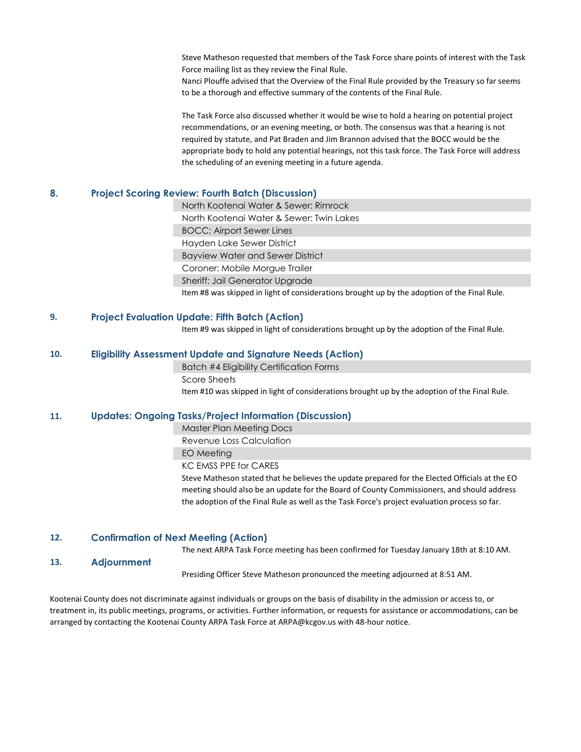Steve Matheson requested that members of the Task Force share points of interest with the Task Force mailing list as they review the Final Rule.
Nanci Plouffe advised that the Overview of the Final Rule provided by the Treasury so far seems to be a thorough and effective summary of the contents of the Final Rule.

The Task Force also discussed whether it would be wise to hold a hearing on potential project recommendations, or an evening meeting, or both. The consensus was that a hearing is not required by statute, and Pat Braden and Jim Brannon advised that the BOCC would be the appropriate body to hold any potential hearings, not this task force. The Task Force will address the scheduling of an evening meeting in a future agenda.

## 8. Project Scoring Review: Fourth Batch (Discussion)

- North Kootenai Water & Sewer: Rimrock
- North Kootenai Water & Sewer: Twin Lakes
- BOCC: Airport Sewer Lines
- Hayden Lake Sewer District
- Bayview Water and Sewer District
- Coroner: Mobile Morgue Trailer
- Sheriff: Jail Generator Upgrade

Item #8 was skipped in light of considerations brought up by the adoption of the Final Rule.

## 9. Project Evaluation Update: Fifth Batch (Action)

Item #9 was skipped in light of considerations brought up by the adoption of the Final Rule.

## 10. Eligibility Assessment Update and Signature Needs (Action)

- Batch #4 Eligibility Certification Forms
- Score Sheets

Item #10 was skipped in light of considerations brought up by the adoption of the Final Rule.

## 11. Updates: Ongoing Tasks/Project Information (Discussion)

- Master Plan Meeting Docs
- Revenue Loss Calculation
- EO Meeting
- KC EMSS PPE for CARES

Steve Matheson stated that he believes the update prepared for the Elected Officials at the EO meeting should also be an update for the Board of County Commissioners, and should address the adoption of the Final Rule as well as the Task Force's project evaluation process so far.

## 12. Confirmation of Next Meeting (Action)

The next ARPA Task Force meeting has been confirmed for Tuesday January 18th at 8:10 AM.

## 13. Adjournment

Presiding Officer Steve Matheson pronounced the meeting adjourned at 8:51 AM.

Kootenai County does not discriminate against individuals or groups on the basis of disability in the admission or access to, or treatment in, its public meetings, programs, or activities. Further information, or requests for assistance or accommodations, can be arranged by contacting the Kootenai County ARPA Task Force at ARPA@kcgov.us with 48-hour notice.